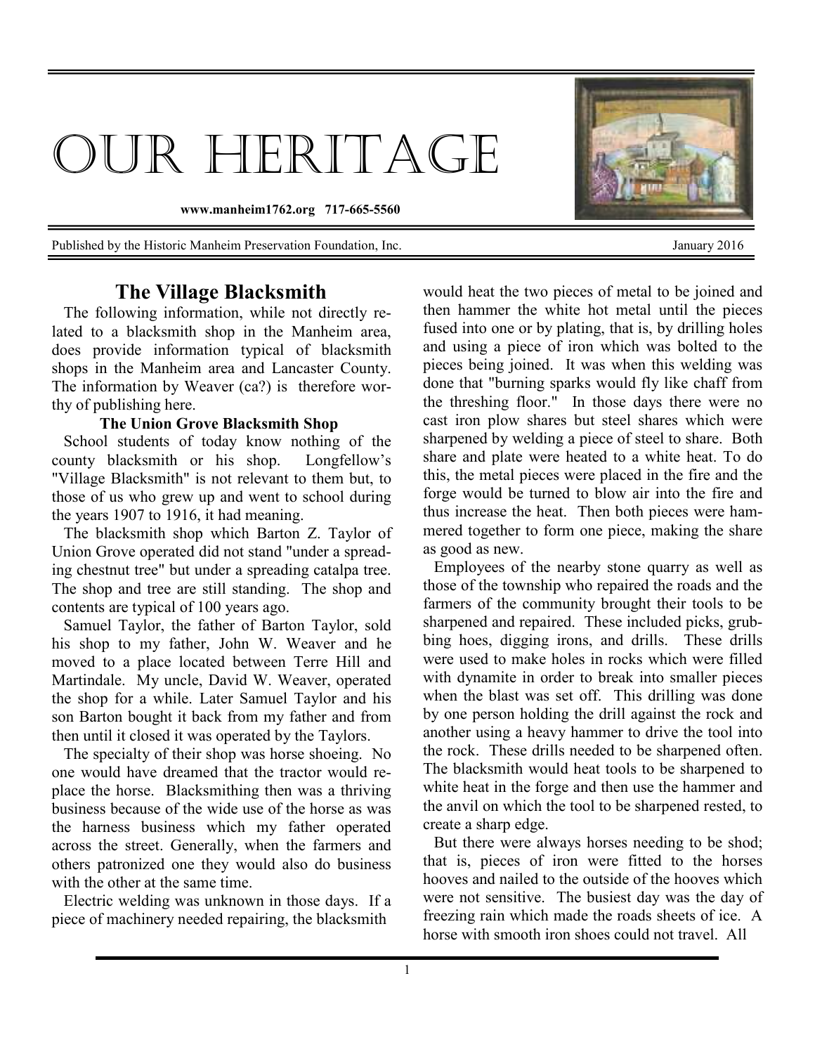# Our Heritage

**www.manheim1762.org 717-665-5560**

Published by the Historic Manheim Preservation Foundation, Inc. January 2016

## The Village Blacksmith

The following information, while not directly related to a blacksmith shop in the Manheim area, does provide information typical of blacksmith shops in the Manheim area and Lancaster County. The information by Weaver (ca?) is therefore worthy of publishing here.

### The Union Grove Blacksmith Shop

School students of today know nothing of the county blacksmith or his shop. Longfellow's "Village Blacksmith" is not relevant to them but, to those of us who grew up and went to school during the years 1907 to 1916, it had meaning.

The blacksmith shop which Barton Z. Taylor of Union Grove operated did not stand "under a spreading chestnut tree" but under a spreading catalpa tree. The shop and tree are still standing. The shop and contents are typical of 100 years ago.

Samuel Taylor, the father of Barton Taylor, sold his shop to my father, John W. Weaver and he moved to a place located between Terre Hill and Martindale. My uncle, David W. Weaver, operated the shop for a while. Later Samuel Taylor and his son Barton bought it back from my father and from then until it closed it was operated by the Taylors.

The specialty of their shop was horse shoeing. No one would have dreamed that the tractor would replace the horse. Blacksmithing then was a thriving business because of the wide use of the horse as was the harness business which my father operated across the street. Generally, when the farmers and others patronized one they would also do business with the other at the same time.

Electric welding was unknown in those days. If a piece of machinery needed repairing, the blacksmith would heat the two pieces of metal to be joined and then hammer the white hot metal until the pieces fused into one or by plating, that is, by drilling holes and using a piece of iron which was bolted to the pieces being joined. It was when this welding was done that "burning sparks would fly like chaff from the threshing floor." In those days there were no cast iron plow shares but steel shares which were sharpened by welding a piece of steel to share. Both share and plate were heated to a white heat. To do this, the metal pieces were placed in the fire and the forge would be turned to blow air into the fire and thus increase the heat. Then both pieces were hammered together to form one piece, making the share as good as new.

Employees of the nearby stone quarry as well as those of the township who repaired the roads and the farmers of the community brought their tools to be sharpened and repaired. These included picks, grubbing hoes, digging irons, and drills. These drills were used to make holes in rocks which were filled with dynamite in order to break into smaller pieces when the blast was set off. This drilling was done by one person holding the drill against the rock and another using a heavy hammer to drive the tool into the rock. These drills needed to be sharpened often. The blacksmith would heat tools to be sharpened to white heat in the forge and then use the hammer and the anvil on which the tool to be sharpened rested, to create a sharp edge.

But there were always horses needing to be shod; that is, pieces of iron were fitted to the horses hooves and nailed to the outside of the hooves which were not sensitive. The busiest day was the day of freezing rain which made the roads sheets of ice. A horse with smooth iron shoes could not travel. All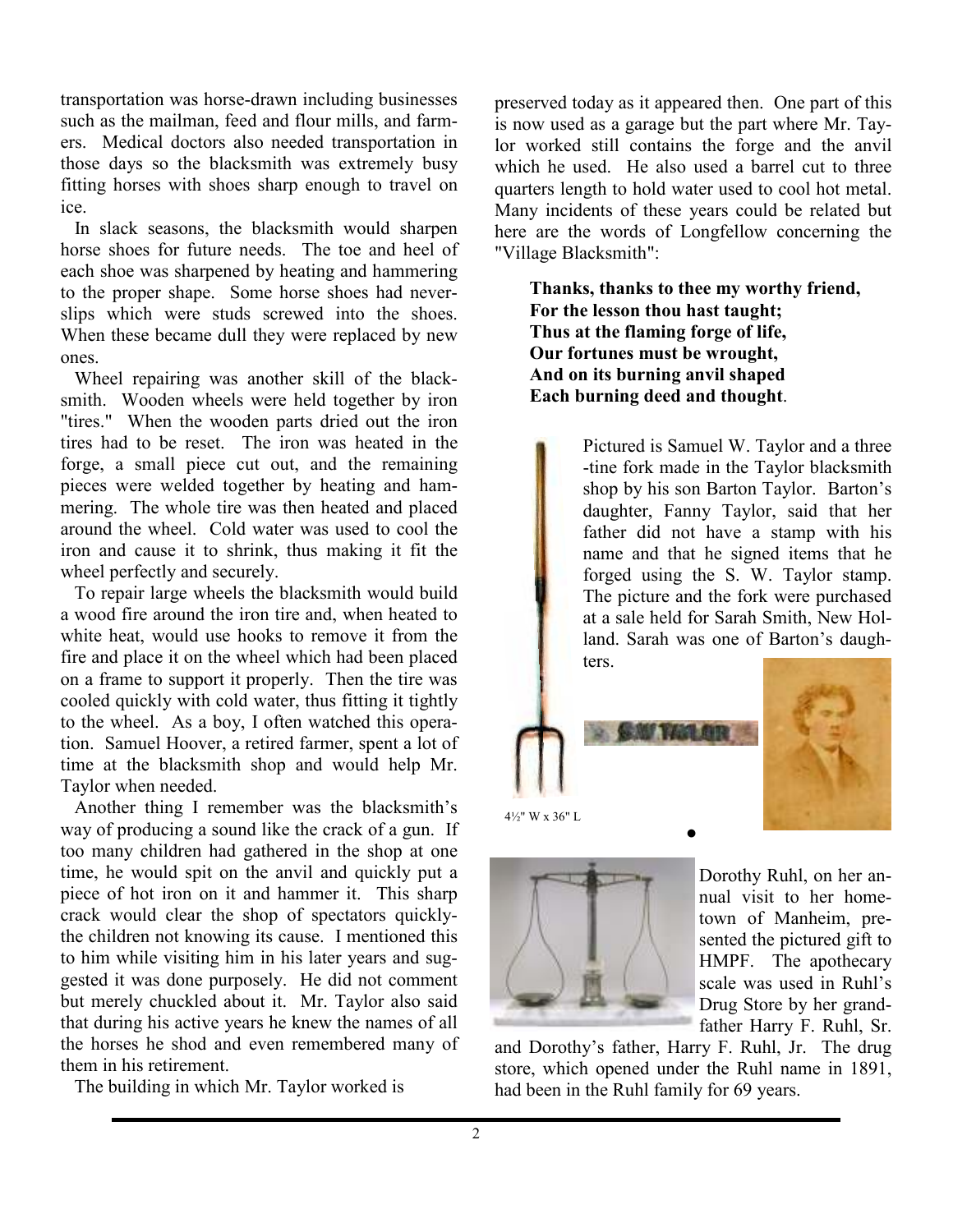transportation was horse-drawn including businesses such as the mailman, feed and flour mills, and farmers. Medical doctors also needed transportation in those days so the blacksmith was extremely busy fitting horses with shoes sharp enough to travel on ice.

In slack seasons, the blacksmith would sharpen horse shoes for future needs. The toe and heel of each shoe was sharpened by heating and hammering to the proper shape. Some horse shoes had never-slips which were studs screwed into the shoes. When these became dull they were replaced by new ones.

Wheel repairing was another skill of the blacksmith. Wooden wheels were held together by iron "tires." When the wooden parts dried out the iron tires had to be reset. The iron was heated in the forge, a small piece cut out, and the remaining pieces were welded together by heating and hammering. The whole tire was then heated and placed around the wheel. Cold water was used to cool the iron and cause it to shrink, thus making it fit the wheel perfectly and securely.

To repair large wheels the blacksmith would build a wood fire around the iron tire and, when heated to white heat, would use hooks to remove it from the fire and place it on the wheel which had been placed on a frame to support it properly. Then the tire was cooled quickly with cold water, thus fitting it tightly to the wheel. As a boy, I often watched this operation. Samuel Hoover, a retired farmer, spent a lot of time at the blacksmith shop and would help Mr. Taylor when needed.

Another thing I remember was the blacksmith's way of producing a sound like the crack of a gun. If too many children had gathered in the shop at one time, he would spit on the anvil and quickly put a piece of hot iron on it and hammer it. This sharp crack would clear the shop of spectators quickly-the children not knowing its cause. I mentioned this to him while visiting him in his later years and suggested it was done purposely. He did not comment but merely chuckled about it. Mr. Taylor also said that during his active years he knew the names of all the horses he shod and even remembered many of them in his retirement.

The building in which Mr. Taylor worked is preserved today as it appeared then. One part of this is now used as a garage but the part where Mr. Taylor worked still contains the forge and the anvil which he used. He also used a barrel cut to three quarters length to hold water used to cool hot metal. Many incidents of these years could be related but here are the words of Longfellow concerning the "Village Blacksmith":

> **Thanks, thanks to thee my worthy friend,**
> **For the lesson thou hast taught;**
> **Thus at the flaming forge of life,**
> **Our fortunes must be wrought,**
> **And on its burning anvil shaped**
> **Each burning deed and thought.**

Pictured is Samuel W. Taylor and a three-tine fork made in the Taylor blacksmith shop by his son Barton Taylor. Barton's daughter, Fanny Taylor, said that her father did not have a stamp with his name and that he signed items that he forged using the S. W. Taylor stamp. The picture and the fork were purchased at a sale held for Sarah Smith, New Holland. Sarah was one of Barton's daughters.

4½" W x 36" L

Dorothy Ruhl, on her annual visit to her hometown of Manheim, presented the pictured gift to HMPF. The apothecary scale was used in Ruhl's Drug Store by her grandfather Harry F. Ruhl, Sr. and Dorothy's father, Harry F. Ruhl, Jr. The drug store, which opened under the Ruhl name in 1891, had been in the Ruhl family for 69 years.